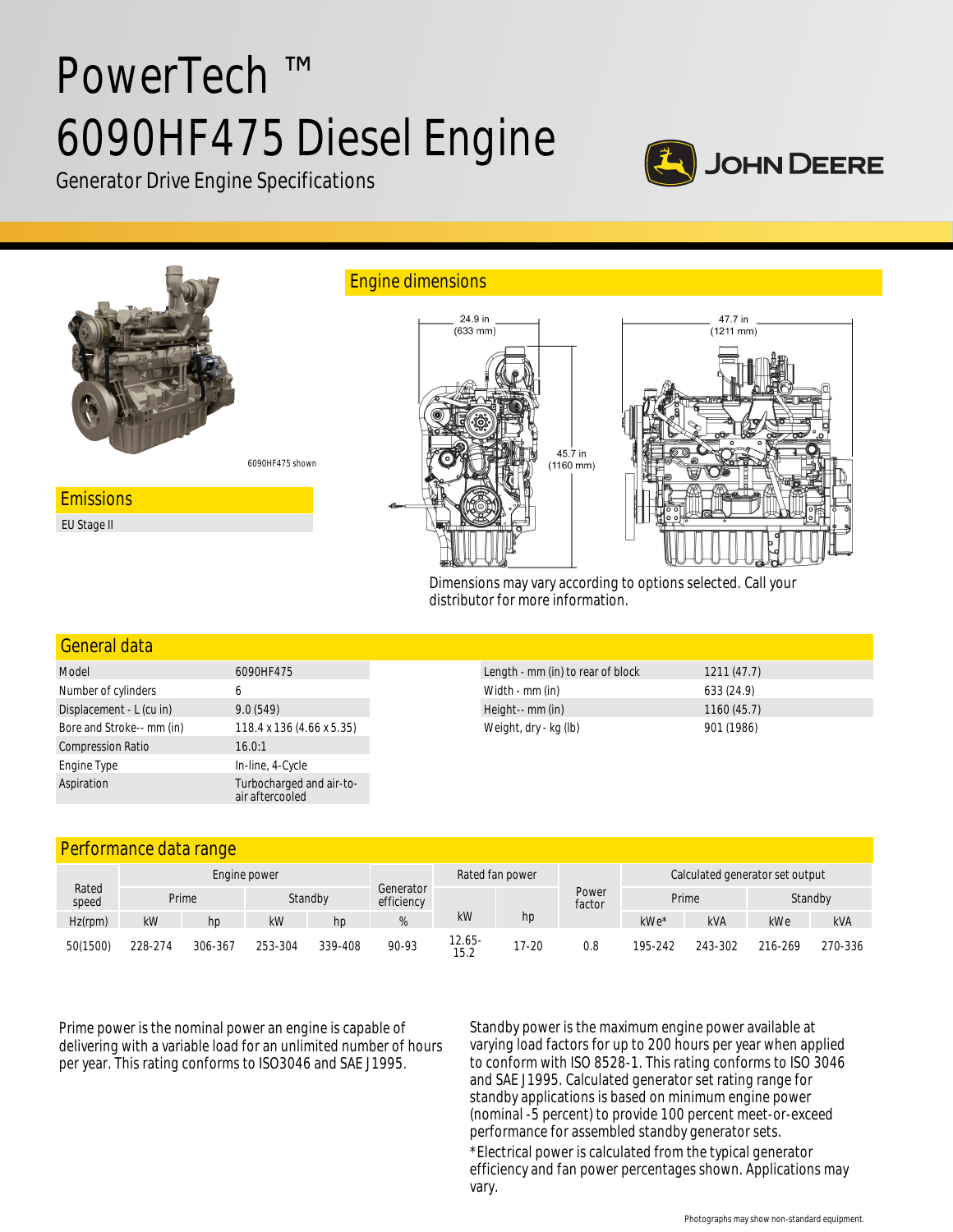# PowerTech ™ 6090HF475 Diesel Engine

Generator Drive Engine Specifications

JOHN DEERE

6090HF475 shown

## Emissions

EU Stage II

## Engine dimensions

24.9 in (633 mm)

45.7 in (1160 mm)

47.7 in (1211 mm)

Dimensions may vary according to options selected. Call your distributor for more information.

## General data

| | |
|---|---|
| Model | 6090HF475 |
| Number of cylinders | 6 |
| Displacement - L (cu in) | 9.0 (549) |
| Bore and Stroke-- mm (in) | 118.4 x 136 (4.66 x 5.35) |
| Compression Ratio | 16.0:1 |
| Engine Type | In-line, 4-Cycle |
| Aspiration | Turbocharged and air-to-air aftercooled |

| | |
|---|---|
| Length - mm (in) to rear of block | 1211 (47.7) |
| Width - mm (in) | 633 (24.9) |
| Height-- mm (in) | 1160 (45.7) |
| Weight, dry - kg (lb) | 901 (1986) |

## Performance data range

| Rated speed | Engine power | | | | Generator efficiency | Rated fan power | | Power factor | Calculated generator set output | | | |
|---|---|---|---|---|---|---|---|---|---|---|---|---|
| | Prime | | Standby | | | | | | Prime | | Standby | |
| Hz(rpm) | kW | hp | kW | hp | % | kW | hp | | kWe* | kVA | kWe | kVA |
| 50(1500) | 228-274 | 306-367 | 253-304 | 339-408 | 90-93 | 12.65-15.2 | 17-20 | 0.8 | 195-242 | 243-302 | 216-269 | 270-336 |

Prime power is the nominal power an engine is capable of delivering with a variable load for an unlimited number of hours per year. This rating conforms to ISO3046 and SAE J1995.

Standby power is the maximum engine power available at varying load factors for up to 200 hours per year when applied to conform with ISO 8528-1. This rating conforms to ISO 3046 and SAE J1995. Calculated generator set rating range for standby applications is based on minimum engine power (nominal -5 percent) to provide 100 percent meet-or-exceed performance for assembled standby generator sets.

*Electrical power is calculated from the typical generator efficiency and fan power percentages shown. Applications may vary.

Photographs may show non-standard equipment.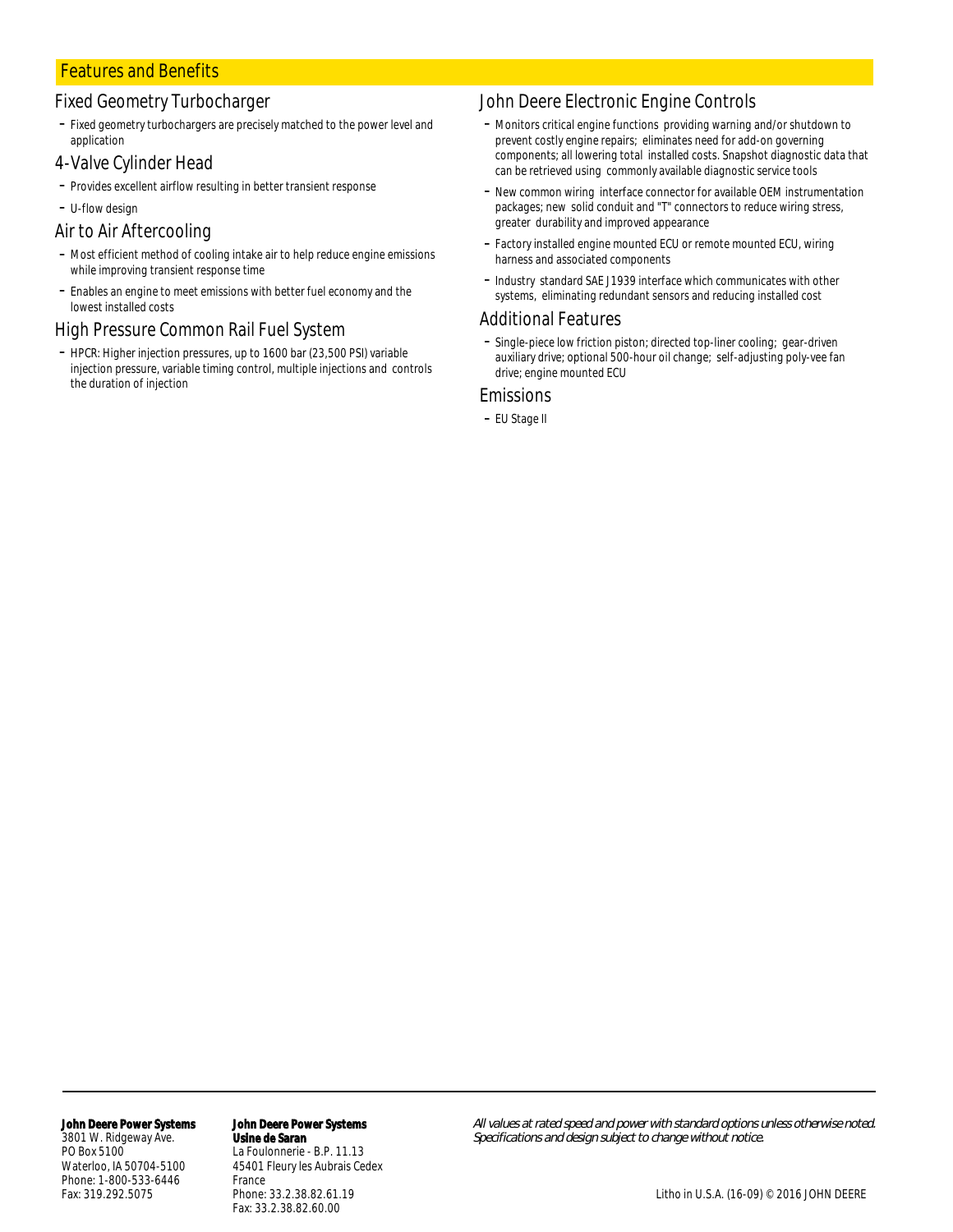## Features and Benefits

### Fixed Geometry Turbocharger

- Fixed geometry turbochargers are precisely matched to the power level and application

### 4-Valve Cylinder Head

- Provides excellent airflow resulting in better transient response
- U-flow design

### Air to Air Aftercooling

- Most efficient method of cooling intake air to help reduce engine emissions while improving transient response time
- Enables an engine to meet emissions with better fuel economy and the lowest installed costs

### High Pressure Common Rail Fuel System

- HPCR: Higher injection pressures, up to 1600 bar (23,500 PSI) variable injection pressure, variable timing control, multiple injections and controls the duration of injection

### John Deere Electronic Engine Controls

- Monitors critical engine functions providing warning and/or shutdown to prevent costly engine repairs; eliminates need for add-on governing components; all lowering total installed costs. Snapshot diagnostic data that can be retrieved using commonly available diagnostic service tools
- New common wiring interface connector for available OEM instrumentation packages; new solid conduit and "T" connectors to reduce wiring stress, greater durability and improved appearance
- Factory installed engine mounted ECU or remote mounted ECU, wiring harness and associated components
- Industry standard SAE J1939 interface which communicates with other systems, eliminating redundant sensors and reducing installed cost

### Additional Features

- Single-piece low friction piston; directed top-liner cooling; gear-driven auxiliary drive; optional 500-hour oil change; self-adjusting poly-vee fan drive; engine mounted ECU

### Emissions

- EU Stage II

---

**John Deere Power Systems**
3801 W. Ridgeway Ave.
PO Box 5100
Waterloo, IA 50704-5100
Phone: 1-800-533-6446
Fax: 319.292.5075

**John Deere Power Systems**
**Usine de Saran**
La Foulonnerie - B.P. 11.13
45401 Fleury les Aubrais Cedex
France
Phone: 33.2.38.82.61.19
Fax: 33.2.38.82.60.00

*All values at rated speed and power with standard options unless otherwise noted.*
*Specifications and design subject to change without notice.*

Litho in U.S.A. (16-09) © 2016 JOHN DEERE